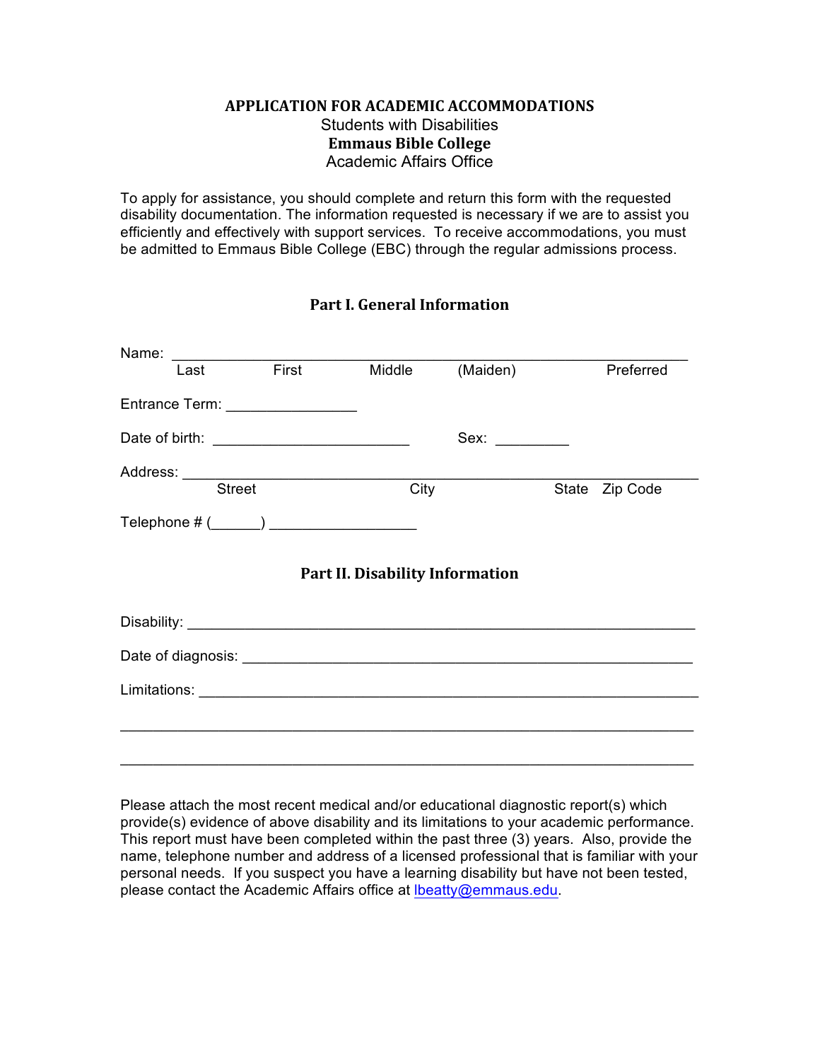**APPLICATION FOR ACADEMIC ACCOMMODATIONS**
Students with Disabilities
**Emmaus Bible College**
Academic Affairs Office

To apply for assistance, you should complete and return this form with the requested disability documentation. The information requested is necessary if we are to assist you efficiently and effectively with support services. To receive accommodations, you must be admitted to Emmaus Bible College (EBC) through the regular admissions process.

## Part I. General Information

Name: ____________________________________________________________
Last First Middle (Maiden) Preferred

Entrance Term: ________________

Date of birth: ________________________ Sex: _________

Address: ____________________________________________________________
Street City State Zip Code

Telephone # (______) __________________

## Part II. Disability Information

Disability: ____________________________________________________________

Date of diagnosis: ______________________________________________________

Limitations: ___________________________________________________________

______________________________________________________________________

______________________________________________________________________

Please attach the most recent medical and/or educational diagnostic report(s) which provide(s) evidence of above disability and its limitations to your academic performance. This report must have been completed within the past three (3) years. Also, provide the name, telephone number and address of a licensed professional that is familiar with your personal needs. If you suspect you have a learning disability but have not been tested, please contact the Academic Affairs office at lbeatty@emmaus.edu.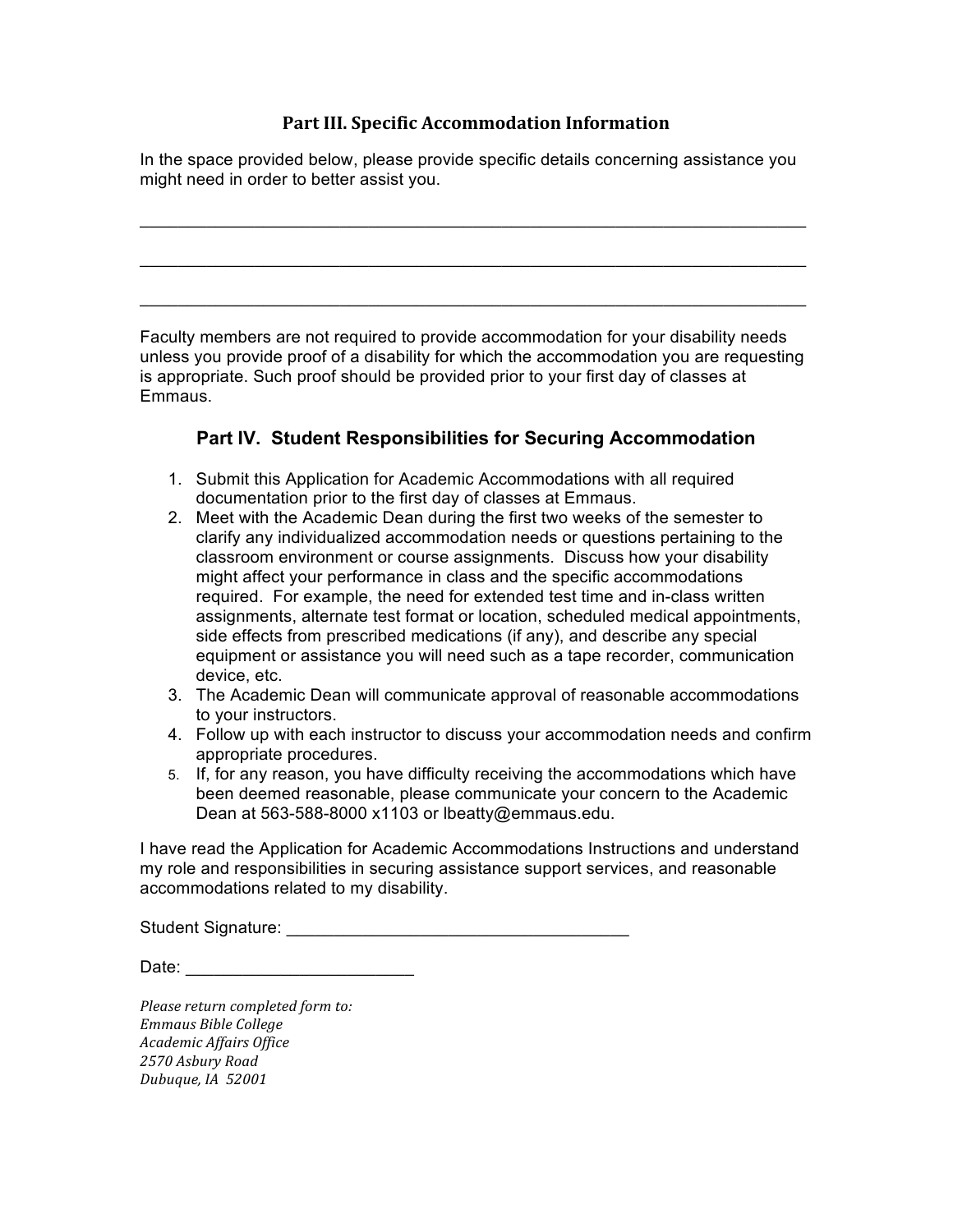## Part III. Specific Accommodation Information

In the space provided below, please provide specific details concerning assistance you might need in order to better assist you.

______________________________________________________________________

______________________________________________________________________

______________________________________________________________________

Faculty members are not required to provide accommodation for your disability needs unless you provide proof of a disability for which the accommodation you are requesting is appropriate. Such proof should be provided prior to your first day of classes at Emmaus.

## Part IV. Student Responsibilities for Securing Accommodation

1. Submit this Application for Academic Accommodations with all required documentation prior to the first day of classes at Emmaus.
2. Meet with the Academic Dean during the first two weeks of the semester to clarify any individualized accommodation needs or questions pertaining to the classroom environment or course assignments. Discuss how your disability might affect your performance in class and the specific accommodations required. For example, the need for extended test time and in-class written assignments, alternate test format or location, scheduled medical appointments, side effects from prescribed medications (if any), and describe any special equipment or assistance you will need such as a tape recorder, communication device, etc.
3. The Academic Dean will communicate approval of reasonable accommodations to your instructors.
4. Follow up with each instructor to discuss your accommodation needs and confirm appropriate procedures.
5. If, for any reason, you have difficulty receiving the accommodations which have been deemed reasonable, please communicate your concern to the Academic Dean at 563-588-8000 x1103 or lbeatty@emmaus.edu.

I have read the Application for Academic Accommodations Instructions and understand my role and responsibilities in securing assistance support services, and reasonable accommodations related to my disability.

Student Signature: ____________________________________

Date: ________________________

*Please return completed form to:*
*Emmaus Bible College*
*Academic Affairs Office*
*2570 Asbury Road*
*Dubuque, IA 52001*